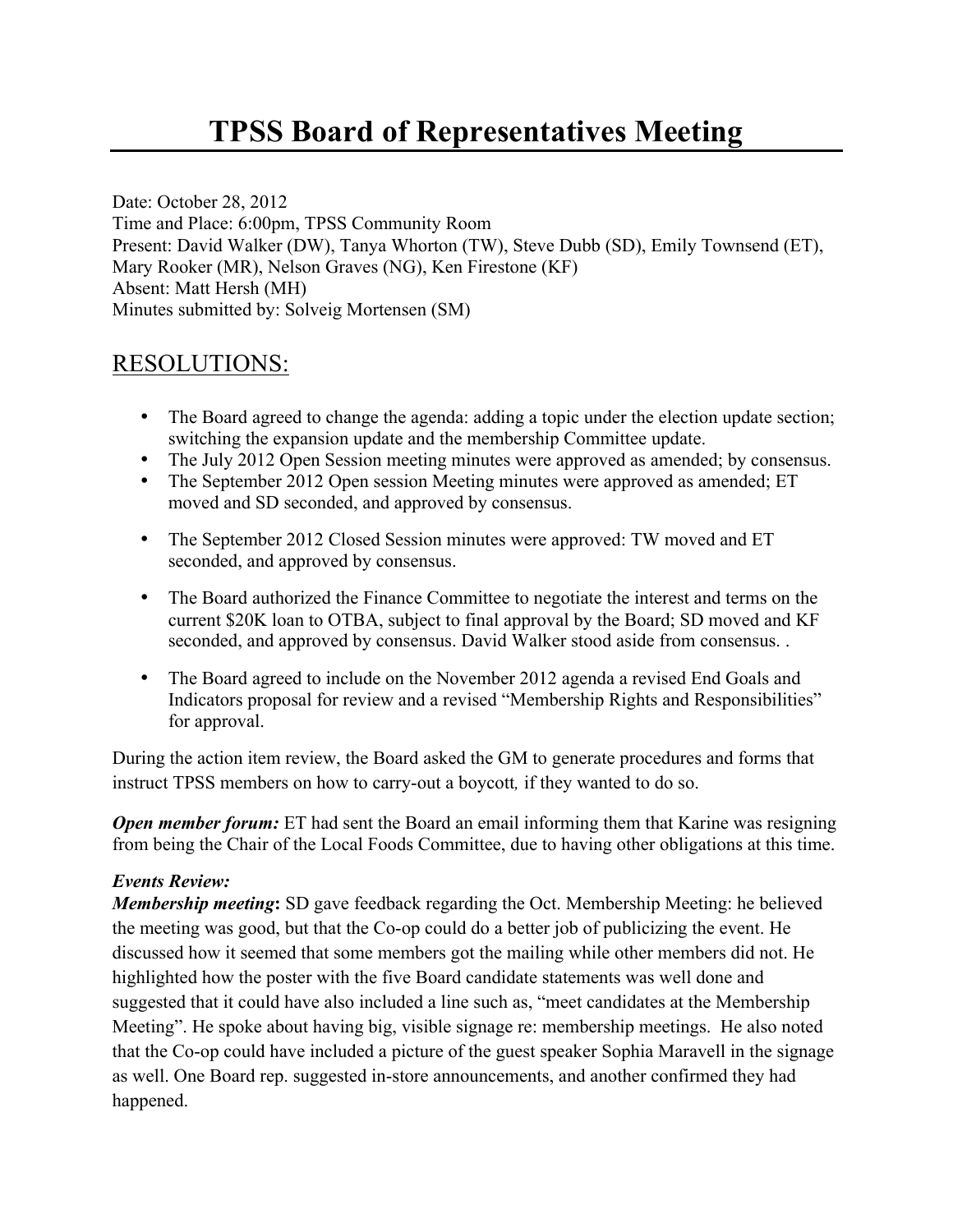# TPSS Board of Representatives Meeting

Date: October 28, 2012
Time and Place: 6:00pm, TPSS Community Room
Present: David Walker (DW), Tanya Whorton (TW), Steve Dubb (SD), Emily Townsend (ET), Mary Rooker (MR), Nelson Graves (NG), Ken Firestone (KF)
Absent: Matt Hersh (MH)
Minutes submitted by: Solveig Mortensen (SM)

## RESOLUTIONS:

- The Board agreed to change the agenda: adding a topic under the election update section; switching the expansion update and the membership Committee update.
- The July 2012 Open Session meeting minutes were approved as amended; by consensus.
- The September 2012 Open session Meeting minutes were approved as amended; ET moved and SD seconded, and approved by consensus.
- The September 2012 Closed Session minutes were approved: TW moved and ET seconded, and approved by consensus.
- The Board authorized the Finance Committee to negotiate the interest and terms on the current $20K loan to OTBA, subject to final approval by the Board; SD moved and KF seconded, and approved by consensus. David Walker stood aside from consensus. .
- The Board agreed to include on the November 2012 agenda a revised End Goals and Indicators proposal for review and a revised "Membership Rights and Responsibilities" for approval.

During the action item review, the Board asked the GM to generate procedures and forms that instruct TPSS members on how to carry-out a boycott*,* if they wanted to do so.

***Open member forum:*** ET had sent the Board an email informing them that Karine was resigning from being the Chair of the Local Foods Committee, due to having other obligations at this time.

***Events Review:***
***Membership meeting*:** SD gave feedback regarding the Oct. Membership Meeting: he believed the meeting was good, but that the Co-op could do a better job of publicizing the event. He discussed how it seemed that some members got the mailing while other members did not. He highlighted how the poster with the five Board candidate statements was well done and suggested that it could have also included a line such as, "meet candidates at the Membership Meeting". He spoke about having big, visible signage re: membership meetings. He also noted that the Co-op could have included a picture of the guest speaker Sophia Maravell in the signage as well. One Board rep. suggested in-store announcements, and another confirmed they had happened.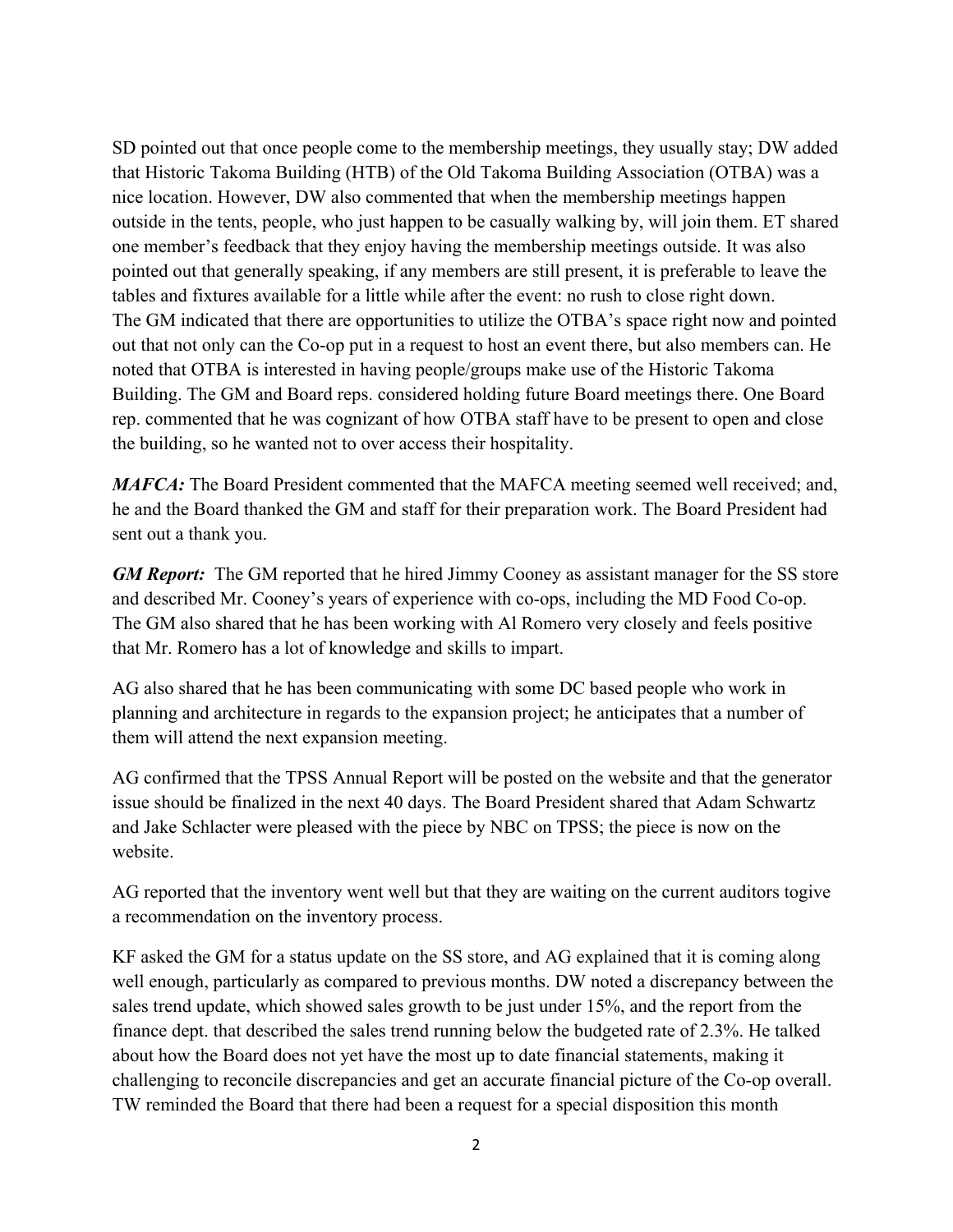SD pointed out that once people come to the membership meetings, they usually stay; DW added that Historic Takoma Building (HTB) of the Old Takoma Building Association (OTBA) was a nice location. However, DW also commented that when the membership meetings happen outside in the tents, people, who just happen to be casually walking by, will join them. ET shared one member's feedback that they enjoy having the membership meetings outside. It was also pointed out that generally speaking, if any members are still present, it is preferable to leave the tables and fixtures available for a little while after the event: no rush to close right down. The GM indicated that there are opportunities to utilize the OTBA's space right now and pointed out that not only can the Co-op put in a request to host an event there, but also members can. He noted that OTBA is interested in having people/groups make use of the Historic Takoma Building. The GM and Board reps. considered holding future Board meetings there. One Board rep. commented that he was cognizant of how OTBA staff have to be present to open and close the building, so he wanted not to over access their hospitality.

***MAFCA:*** The Board President commented that the MAFCA meeting seemed well received; and, he and the Board thanked the GM and staff for their preparation work. The Board President had sent out a thank you.

***GM Report:*** The GM reported that he hired Jimmy Cooney as assistant manager for the SS store and described Mr. Cooney's years of experience with co-ops, including the MD Food Co-op. The GM also shared that he has been working with Al Romero very closely and feels positive that Mr. Romero has a lot of knowledge and skills to impart.

AG also shared that he has been communicating with some DC based people who work in planning and architecture in regards to the expansion project; he anticipates that a number of them will attend the next expansion meeting.

AG confirmed that the TPSS Annual Report will be posted on the website and that the generator issue should be finalized in the next 40 days. The Board President shared that Adam Schwartz and Jake Schlacter were pleased with the piece by NBC on TPSS; the piece is now on the website.

AG reported that the inventory went well but that they are waiting on the current auditors togive a recommendation on the inventory process.

KF asked the GM for a status update on the SS store, and AG explained that it is coming along well enough, particularly as compared to previous months. DW noted a discrepancy between the sales trend update, which showed sales growth to be just under 15%, and the report from the finance dept. that described the sales trend running below the budgeted rate of 2.3%. He talked about how the Board does not yet have the most up to date financial statements, making it challenging to reconcile discrepancies and get an accurate financial picture of the Co-op overall. TW reminded the Board that there had been a request for a special disposition this month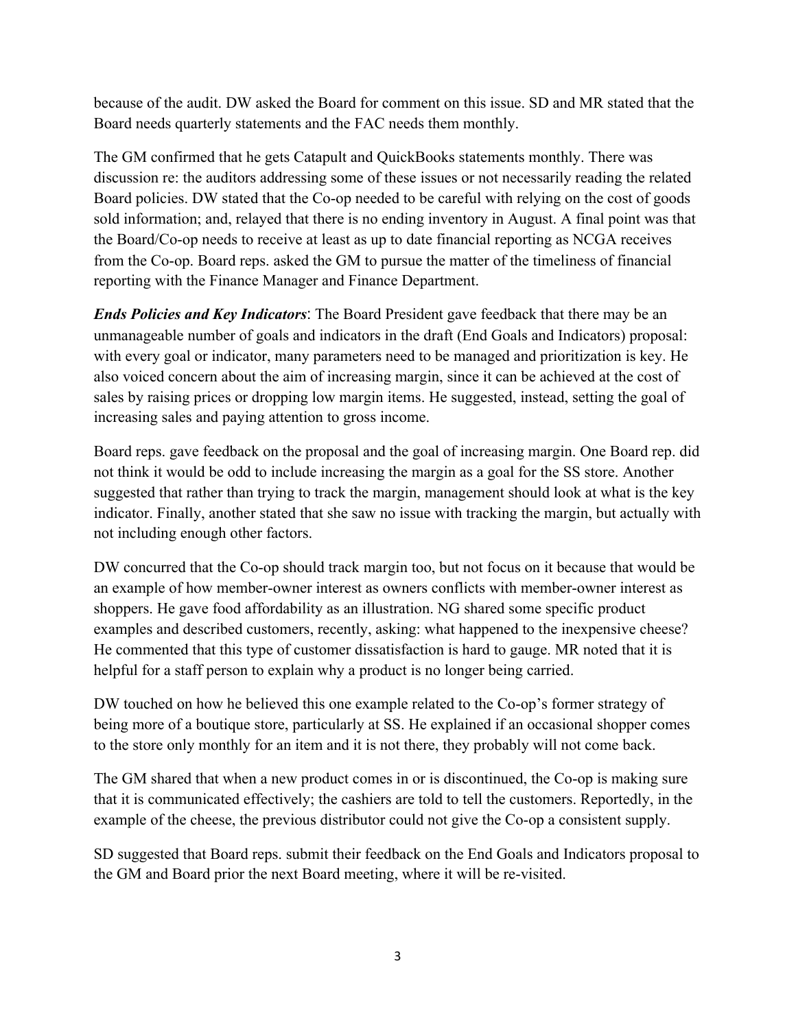because of the audit. DW asked the Board for comment on this issue. SD and MR stated that the Board needs quarterly statements and the FAC needs them monthly.

The GM confirmed that he gets Catapult and QuickBooks statements monthly. There was discussion re: the auditors addressing some of these issues or not necessarily reading the related Board policies. DW stated that the Co-op needed to be careful with relying on the cost of goods sold information; and, relayed that there is no ending inventory in August. A final point was that the Board/Co-op needs to receive at least as up to date financial reporting as NCGA receives from the Co-op. Board reps. asked the GM to pursue the matter of the timeliness of financial reporting with the Finance Manager and Finance Department.

***Ends Policies and Key Indicators***: The Board President gave feedback that there may be an unmanageable number of goals and indicators in the draft (End Goals and Indicators) proposal: with every goal or indicator, many parameters need to be managed and prioritization is key. He also voiced concern about the aim of increasing margin, since it can be achieved at the cost of sales by raising prices or dropping low margin items. He suggested, instead, setting the goal of increasing sales and paying attention to gross income.

Board reps. gave feedback on the proposal and the goal of increasing margin. One Board rep. did not think it would be odd to include increasing the margin as a goal for the SS store. Another suggested that rather than trying to track the margin, management should look at what is the key indicator. Finally, another stated that she saw no issue with tracking the margin, but actually with not including enough other factors.

DW concurred that the Co-op should track margin too, but not focus on it because that would be an example of how member-owner interest as owners conflicts with member-owner interest as shoppers. He gave food affordability as an illustration. NG shared some specific product examples and described customers, recently, asking: what happened to the inexpensive cheese? He commented that this type of customer dissatisfaction is hard to gauge. MR noted that it is helpful for a staff person to explain why a product is no longer being carried.

DW touched on how he believed this one example related to the Co-op's former strategy of being more of a boutique store, particularly at SS. He explained if an occasional shopper comes to the store only monthly for an item and it is not there, they probably will not come back.

The GM shared that when a new product comes in or is discontinued, the Co-op is making sure that it is communicated effectively; the cashiers are told to tell the customers. Reportedly, in the example of the cheese, the previous distributor could not give the Co-op a consistent supply.

SD suggested that Board reps. submit their feedback on the End Goals and Indicators proposal to the GM and Board prior the next Board meeting, where it will be re-visited.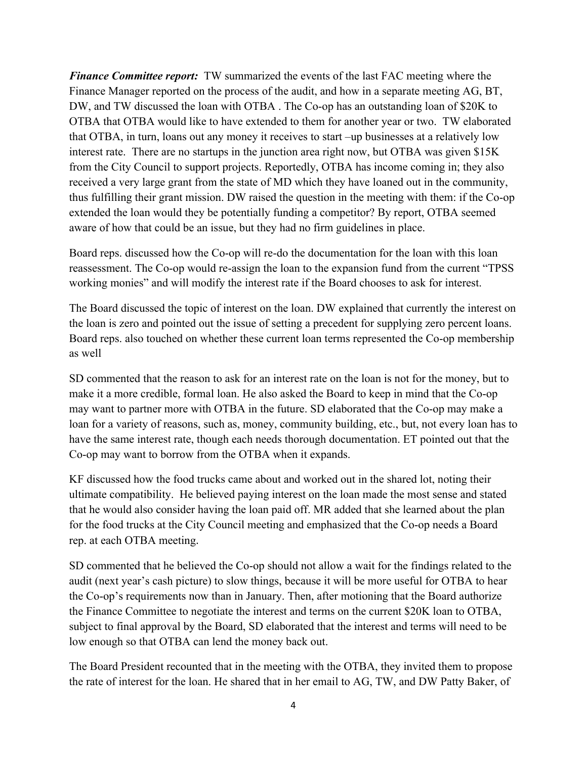***Finance Committee report:*** TW summarized the events of the last FAC meeting where the Finance Manager reported on the process of the audit, and how in a separate meeting AG, BT, DW, and TW discussed the loan with OTBA . The Co-op has an outstanding loan of $20K to OTBA that OTBA would like to have extended to them for another year or two. TW elaborated that OTBA, in turn, loans out any money it receives to start –up businesses at a relatively low interest rate. There are no startups in the junction area right now, but OTBA was given $15K from the City Council to support projects. Reportedly, OTBA has income coming in; they also received a very large grant from the state of MD which they have loaned out in the community, thus fulfilling their grant mission. DW raised the question in the meeting with them: if the Co-op extended the loan would they be potentially funding a competitor? By report, OTBA seemed aware of how that could be an issue, but they had no firm guidelines in place.

Board reps. discussed how the Co-op will re-do the documentation for the loan with this loan reassessment. The Co-op would re-assign the loan to the expansion fund from the current "TPSS working monies" and will modify the interest rate if the Board chooses to ask for interest.

The Board discussed the topic of interest on the loan. DW explained that currently the interest on the loan is zero and pointed out the issue of setting a precedent for supplying zero percent loans. Board reps. also touched on whether these current loan terms represented the Co-op membership as well

SD commented that the reason to ask for an interest rate on the loan is not for the money, but to make it a more credible, formal loan. He also asked the Board to keep in mind that the Co-op may want to partner more with OTBA in the future. SD elaborated that the Co-op may make a loan for a variety of reasons, such as, money, community building, etc., but, not every loan has to have the same interest rate, though each needs thorough documentation. ET pointed out that the Co-op may want to borrow from the OTBA when it expands.

KF discussed how the food trucks came about and worked out in the shared lot, noting their ultimate compatibility. He believed paying interest on the loan made the most sense and stated that he would also consider having the loan paid off. MR added that she learned about the plan for the food trucks at the City Council meeting and emphasized that the Co-op needs a Board rep. at each OTBA meeting.

SD commented that he believed the Co-op should not allow a wait for the findings related to the audit (next year's cash picture) to slow things, because it will be more useful for OTBA to hear the Co-op's requirements now than in January. Then, after motioning that the Board authorize the Finance Committee to negotiate the interest and terms on the current $20K loan to OTBA, subject to final approval by the Board, SD elaborated that the interest and terms will need to be low enough so that OTBA can lend the money back out.

The Board President recounted that in the meeting with the OTBA, they invited them to propose the rate of interest for the loan. He shared that in her email to AG, TW, and DW Patty Baker, of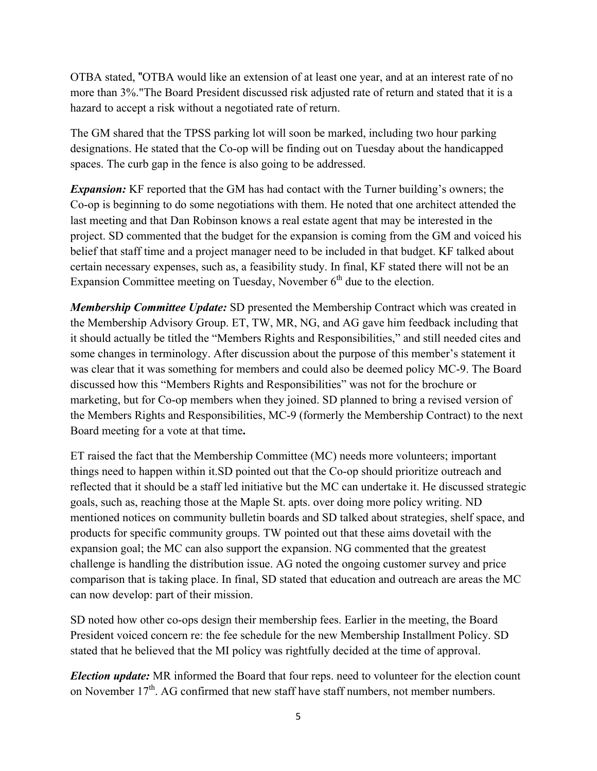OTBA stated, "OTBA would like an extension of at least one year, and at an interest rate of no more than 3%."The Board President discussed risk adjusted rate of return and stated that it is a hazard to accept a risk without a negotiated rate of return.

The GM shared that the TPSS parking lot will soon be marked, including two hour parking designations. He stated that the Co-op will be finding out on Tuesday about the handicapped spaces. The curb gap in the fence is also going to be addressed.

***Expansion:*** KF reported that the GM has had contact with the Turner building's owners; the Co-op is beginning to do some negotiations with them. He noted that one architect attended the last meeting and that Dan Robinson knows a real estate agent that may be interested in the project. SD commented that the budget for the expansion is coming from the GM and voiced his belief that staff time and a project manager need to be included in that budget. KF talked about certain necessary expenses, such as, a feasibility study. In final, KF stated there will not be an Expansion Committee meeting on Tuesday, November 6th due to the election.

***Membership Committee Update:*** SD presented the Membership Contract which was created in the Membership Advisory Group. ET, TW, MR, NG, and AG gave him feedback including that it should actually be titled the "Members Rights and Responsibilities," and still needed cites and some changes in terminology. After discussion about the purpose of this member's statement it was clear that it was something for members and could also be deemed policy MC-9. The Board discussed how this "Members Rights and Responsibilities" was not for the brochure or marketing, but for Co-op members when they joined. SD planned to bring a revised version of the Members Rights and Responsibilities, MC-9 (formerly the Membership Contract) to the next Board meeting for a vote at that time**.**

ET raised the fact that the Membership Committee (MC) needs more volunteers; important things need to happen within it.SD pointed out that the Co-op should prioritize outreach and reflected that it should be a staff led initiative but the MC can undertake it. He discussed strategic goals, such as, reaching those at the Maple St. apts. over doing more policy writing. ND mentioned notices on community bulletin boards and SD talked about strategies, shelf space, and products for specific community groups. TW pointed out that these aims dovetail with the expansion goal; the MC can also support the expansion. NG commented that the greatest challenge is handling the distribution issue. AG noted the ongoing customer survey and price comparison that is taking place. In final, SD stated that education and outreach are areas the MC can now develop: part of their mission.

SD noted how other co-ops design their membership fees. Earlier in the meeting, the Board President voiced concern re: the fee schedule for the new Membership Installment Policy. SD stated that he believed that the MI policy was rightfully decided at the time of approval.

***Election update:*** MR informed the Board that four reps. need to volunteer for the election count on November 17th. AG confirmed that new staff have staff numbers, not member numbers.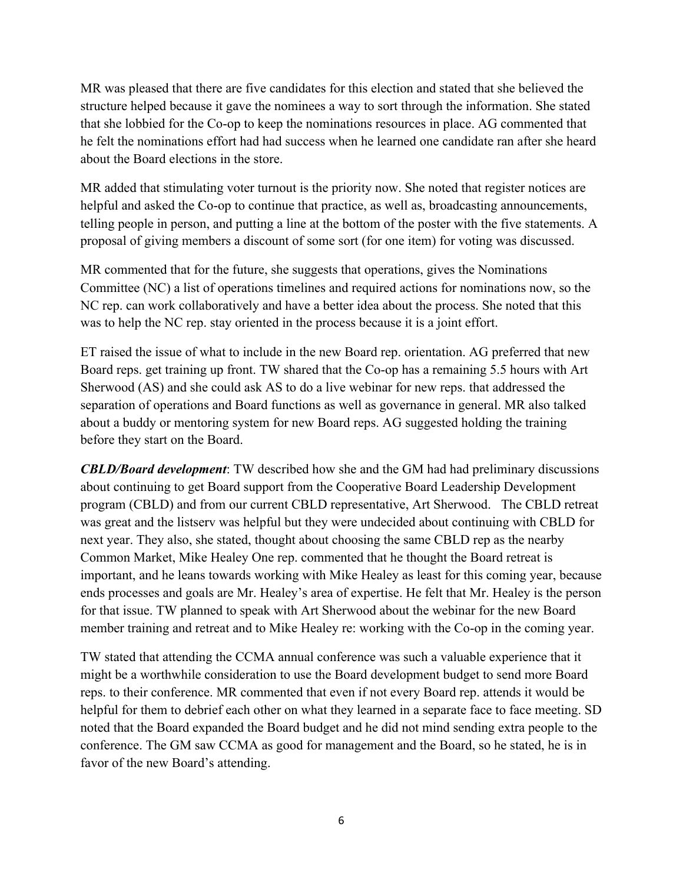MR was pleased that there are five candidates for this election and stated that she believed the structure helped because it gave the nominees a way to sort through the information. She stated that she lobbied for the Co-op to keep the nominations resources in place. AG commented that he felt the nominations effort had had success when he learned one candidate ran after she heard about the Board elections in the store.

MR added that stimulating voter turnout is the priority now. She noted that register notices are helpful and asked the Co-op to continue that practice, as well as, broadcasting announcements, telling people in person, and putting a line at the bottom of the poster with the five statements. A proposal of giving members a discount of some sort (for one item) for voting was discussed.

MR commented that for the future, she suggests that operations, gives the Nominations Committee (NC) a list of operations timelines and required actions for nominations now, so the NC rep. can work collaboratively and have a better idea about the process. She noted that this was to help the NC rep. stay oriented in the process because it is a joint effort.

ET raised the issue of what to include in the new Board rep. orientation. AG preferred that new Board reps. get training up front. TW shared that the Co-op has a remaining 5.5 hours with Art Sherwood (AS) and she could ask AS to do a live webinar for new reps. that addressed the separation of operations and Board functions as well as governance in general. MR also talked about a buddy or mentoring system for new Board reps. AG suggested holding the training before they start on the Board.

***CBLD/Board development***: TW described how she and the GM had had preliminary discussions about continuing to get Board support from the Cooperative Board Leadership Development program (CBLD) and from our current CBLD representative, Art Sherwood. The CBLD retreat was great and the listserv was helpful but they were undecided about continuing with CBLD for next year. They also, she stated, thought about choosing the same CBLD rep as the nearby Common Market, Mike Healey One rep. commented that he thought the Board retreat is important, and he leans towards working with Mike Healey as least for this coming year, because ends processes and goals are Mr. Healey's area of expertise. He felt that Mr. Healey is the person for that issue. TW planned to speak with Art Sherwood about the webinar for the new Board member training and retreat and to Mike Healey re: working with the Co-op in the coming year.

TW stated that attending the CCMA annual conference was such a valuable experience that it might be a worthwhile consideration to use the Board development budget to send more Board reps. to their conference. MR commented that even if not every Board rep. attends it would be helpful for them to debrief each other on what they learned in a separate face to face meeting. SD noted that the Board expanded the Board budget and he did not mind sending extra people to the conference. The GM saw CCMA as good for management and the Board, so he stated, he is in favor of the new Board's attending.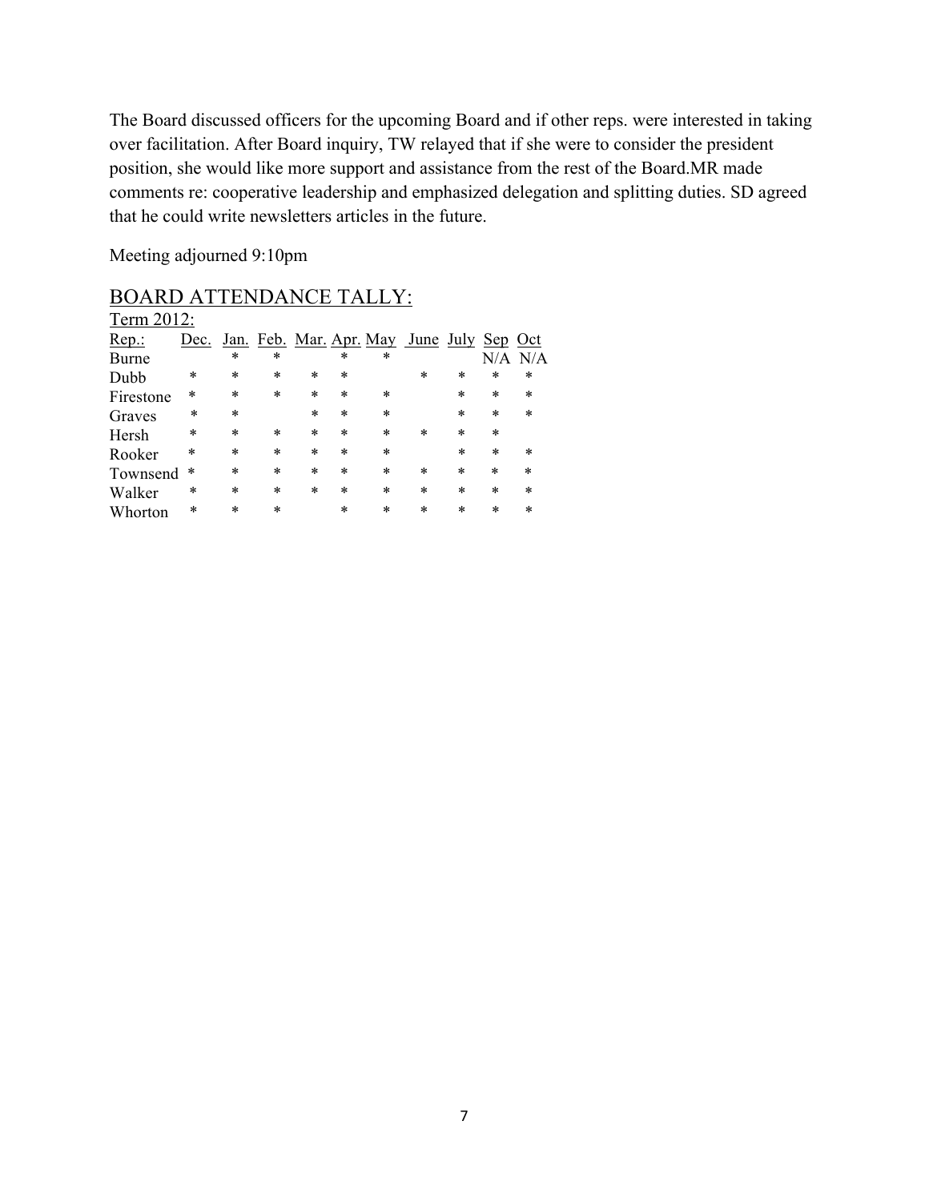The Board discussed officers for the upcoming Board and if other reps. were interested in taking over facilitation. After Board inquiry, TW relayed that if she were to consider the president position, she would like more support and assistance from the rest of the Board.MR made comments re: cooperative leadership and emphasized delegation and splitting duties. SD agreed that he could write newsletters articles in the future.

Meeting adjourned 9:10pm

## BOARD ATTENDANCE TALLY:

Term 2012:

| Rep.: | Dec. | Jan. | Feb. | Mar. | Apr. | May | June | July | Sep | Oct |
|---|---|---|---|---|---|---|---|---|---|---|
| Burne | | * | * | | * | * | | | N/A | N/A |
| Dubb | * | * | * | * | * | | * | * | * | * |
| Firestone | * | * | * | * | * | * | | * | * | * |
| Graves | * | * | | * | * | * | | * | * | * |
| Hersh | * | * | * | * | * | * | * | * | * | |
| Rooker | * | * | * | * | * | * | | * | * | * |
| Townsend | * | * | * | * | * | * | * | * | * | * |
| Walker | * | * | * | * | * | * | * | * | * | * |
| Whorton | * | * | * | | * | * | * | * | * | * |